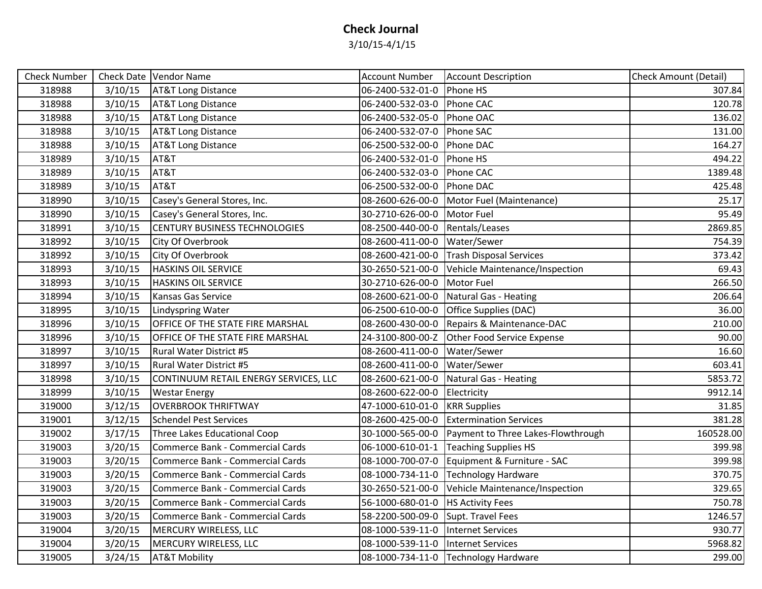# Check Journal

3/10/15-4/1/15

| Check Number | Check Date | Vendor Name | Account Number | Account Description | Check Amount (Detail) |
|---|---|---|---|---|---|
| 318988 | 3/10/15 | AT&T Long Distance | 06-2400-532-01-0 | Phone HS | 307.84 |
| 318988 | 3/10/15 | AT&T Long Distance | 06-2400-532-03-0 | Phone CAC | 120.78 |
| 318988 | 3/10/15 | AT&T Long Distance | 06-2400-532-05-0 | Phone OAC | 136.02 |
| 318988 | 3/10/15 | AT&T Long Distance | 06-2400-532-07-0 | Phone SAC | 131.00 |
| 318988 | 3/10/15 | AT&T Long Distance | 06-2500-532-00-0 | Phone DAC | 164.27 |
| 318989 | 3/10/15 | AT&T | 06-2400-532-01-0 | Phone HS | 494.22 |
| 318989 | 3/10/15 | AT&T | 06-2400-532-03-0 | Phone CAC | 1389.48 |
| 318989 | 3/10/15 | AT&T | 06-2500-532-00-0 | Phone DAC | 425.48 |
| 318990 | 3/10/15 | Casey's General Stores, Inc. | 08-2600-626-00-0 | Motor Fuel (Maintenance) | 25.17 |
| 318990 | 3/10/15 | Casey's General Stores, Inc. | 30-2710-626-00-0 | Motor Fuel | 95.49 |
| 318991 | 3/10/15 | CENTURY BUSINESS TECHNOLOGIES | 08-2500-440-00-0 | Rentals/Leases | 2869.85 |
| 318992 | 3/10/15 | City Of Overbrook | 08-2600-411-00-0 | Water/Sewer | 754.39 |
| 318992 | 3/10/15 | City Of Overbrook | 08-2600-421-00-0 | Trash Disposal Services | 373.42 |
| 318993 | 3/10/15 | HASKINS OIL SERVICE | 30-2650-521-00-0 | Vehicle Maintenance/Inspection | 69.43 |
| 318993 | 3/10/15 | HASKINS OIL SERVICE | 30-2710-626-00-0 | Motor Fuel | 266.50 |
| 318994 | 3/10/15 | Kansas Gas Service | 08-2600-621-00-0 | Natural Gas - Heating | 206.64 |
| 318995 | 3/10/15 | Lindyspring Water | 06-2500-610-00-0 | Office Supplies (DAC) | 36.00 |
| 318996 | 3/10/15 | OFFICE OF THE STATE FIRE MARSHAL | 08-2600-430-00-0 | Repairs & Maintenance-DAC | 210.00 |
| 318996 | 3/10/15 | OFFICE OF THE STATE FIRE MARSHAL | 24-3100-800-00-Z | Other Food Service Expense | 90.00 |
| 318997 | 3/10/15 | Rural Water District #5 | 08-2600-411-00-0 | Water/Sewer | 16.60 |
| 318997 | 3/10/15 | Rural Water District #5 | 08-2600-411-00-0 | Water/Sewer | 603.41 |
| 318998 | 3/10/15 | CONTINUUM RETAIL ENERGY SERVICES, LLC | 08-2600-621-00-0 | Natural Gas - Heating | 5853.72 |
| 318999 | 3/10/15 | Westar Energy | 08-2600-622-00-0 | Electricity | 9912.14 |
| 319000 | 3/12/15 | OVERBROOK THRIFTWAY | 47-1000-610-01-0 | KRR Supplies | 31.85 |
| 319001 | 3/12/15 | Schendel Pest Services | 08-2600-425-00-0 | Extermination Services | 381.28 |
| 319002 | 3/17/15 | Three Lakes Educational Coop | 30-1000-565-00-0 | Payment to Three Lakes-Flowthrough | 160528.00 |
| 319003 | 3/20/15 | Commerce Bank - Commercial Cards | 06-1000-610-01-1 | Teaching Supplies HS | 399.98 |
| 319003 | 3/20/15 | Commerce Bank - Commercial Cards | 08-1000-700-07-0 | Equipment & Furniture - SAC | 399.98 |
| 319003 | 3/20/15 | Commerce Bank - Commercial Cards | 08-1000-734-11-0 | Technology Hardware | 370.75 |
| 319003 | 3/20/15 | Commerce Bank - Commercial Cards | 30-2650-521-00-0 | Vehicle Maintenance/Inspection | 329.65 |
| 319003 | 3/20/15 | Commerce Bank - Commercial Cards | 56-1000-680-01-0 | HS Activity Fees | 750.78 |
| 319003 | 3/20/15 | Commerce Bank - Commercial Cards | 58-2200-500-09-0 | Supt. Travel Fees | 1246.57 |
| 319004 | 3/20/15 | MERCURY WIRELESS, LLC | 08-1000-539-11-0 | Internet Services | 930.77 |
| 319004 | 3/20/15 | MERCURY WIRELESS, LLC | 08-1000-539-11-0 | Internet Services | 5968.82 |
| 319005 | 3/24/15 | AT&T Mobility | 08-1000-734-11-0 | Technology Hardware | 299.00 |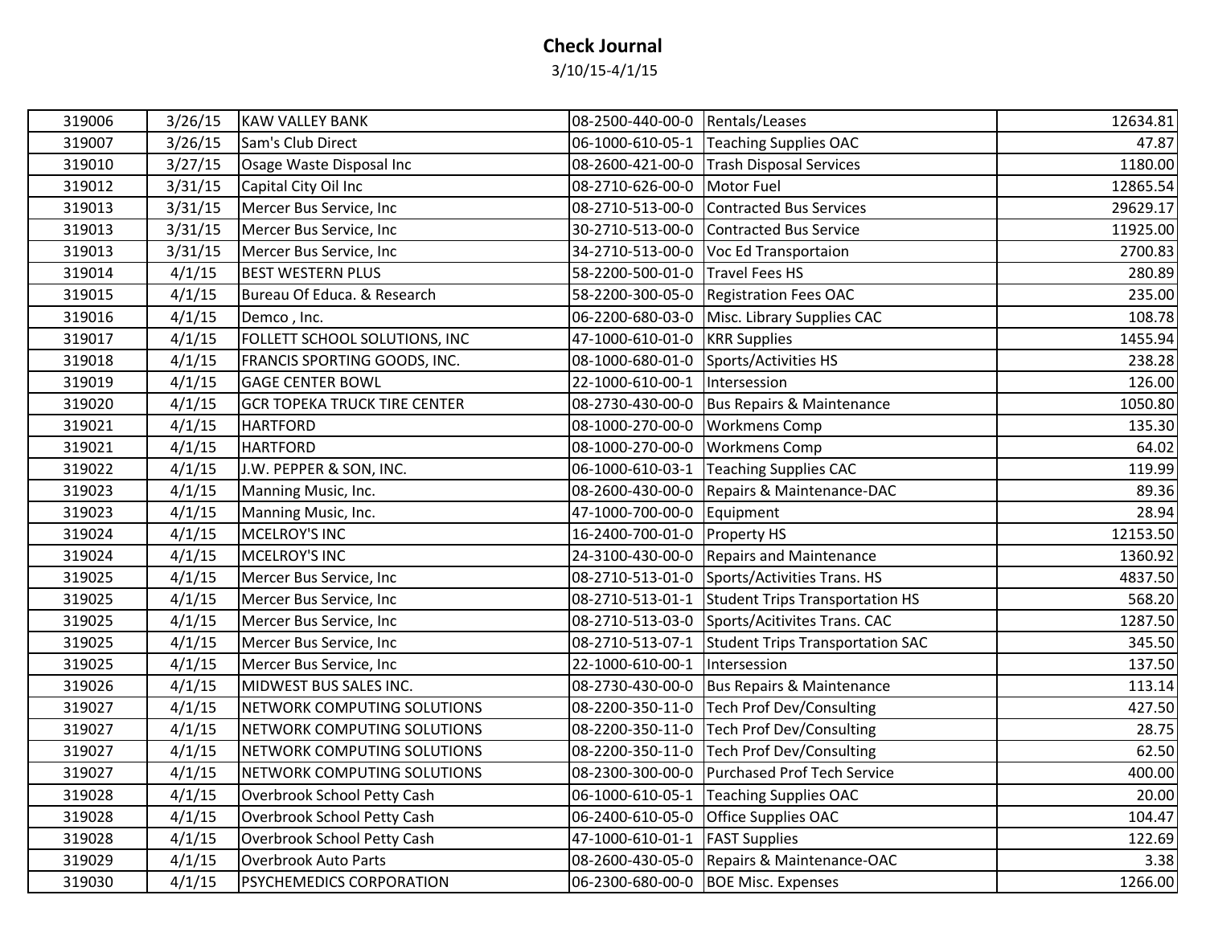# Check Journal

3/10/15-4/1/15

| | | | | | |
|---|---|---|---|---|---|
| 319006 | 3/26/15 | KAW VALLEY BANK | 08-2500-440-00-0 | Rentals/Leases | 12634.81 |
| 319007 | 3/26/15 | Sam's Club Direct | 06-1000-610-05-1 | Teaching Supplies OAC | 47.87 |
| 319010 | 3/27/15 | Osage Waste Disposal Inc | 08-2600-421-00-0 | Trash Disposal Services | 1180.00 |
| 319012 | 3/31/15 | Capital City Oil Inc | 08-2710-626-00-0 | Motor Fuel | 12865.54 |
| 319013 | 3/31/15 | Mercer Bus Service, Inc | 08-2710-513-00-0 | Contracted Bus Services | 29629.17 |
| 319013 | 3/31/15 | Mercer Bus Service, Inc | 30-2710-513-00-0 | Contracted Bus Service | 11925.00 |
| 319013 | 3/31/15 | Mercer Bus Service, Inc | 34-2710-513-00-0 | Voc Ed Transportaion | 2700.83 |
| 319014 | 4/1/15 | BEST WESTERN PLUS | 58-2200-500-01-0 | Travel Fees HS | 280.89 |
| 319015 | 4/1/15 | Bureau Of Educa. & Research | 58-2200-300-05-0 | Registration Fees OAC | 235.00 |
| 319016 | 4/1/15 | Demco , Inc. | 06-2200-680-03-0 | Misc. Library Supplies CAC | 108.78 |
| 319017 | 4/1/15 | FOLLETT SCHOOL SOLUTIONS, INC | 47-1000-610-01-0 | KRR Supplies | 1455.94 |
| 319018 | 4/1/15 | FRANCIS SPORTING GOODS, INC. | 08-1000-680-01-0 | Sports/Activities HS | 238.28 |
| 319019 | 4/1/15 | GAGE CENTER BOWL | 22-1000-610-00-1 | Intersession | 126.00 |
| 319020 | 4/1/15 | GCR TOPEKA TRUCK TIRE CENTER | 08-2730-430-00-0 | Bus Repairs & Maintenance | 1050.80 |
| 319021 | 4/1/15 | HARTFORD | 08-1000-270-00-0 | Workmens Comp | 135.30 |
| 319021 | 4/1/15 | HARTFORD | 08-1000-270-00-0 | Workmens Comp | 64.02 |
| 319022 | 4/1/15 | J.W. PEPPER & SON, INC. | 06-1000-610-03-1 | Teaching Supplies CAC | 119.99 |
| 319023 | 4/1/15 | Manning Music, Inc. | 08-2600-430-00-0 | Repairs & Maintenance-DAC | 89.36 |
| 319023 | 4/1/15 | Manning Music, Inc. | 47-1000-700-00-0 | Equipment | 28.94 |
| 319024 | 4/1/15 | MCELROY'S INC | 16-2400-700-01-0 | Property HS | 12153.50 |
| 319024 | 4/1/15 | MCELROY'S INC | 24-3100-430-00-0 | Repairs and Maintenance | 1360.92 |
| 319025 | 4/1/15 | Mercer Bus Service, Inc | 08-2710-513-01-0 | Sports/Activities Trans. HS | 4837.50 |
| 319025 | 4/1/15 | Mercer Bus Service, Inc | 08-2710-513-01-1 | Student Trips Transportation HS | 568.20 |
| 319025 | 4/1/15 | Mercer Bus Service, Inc | 08-2710-513-03-0 | Sports/Acitivites Trans. CAC | 1287.50 |
| 319025 | 4/1/15 | Mercer Bus Service, Inc | 08-2710-513-07-1 | Student Trips Transportation SAC | 345.50 |
| 319025 | 4/1/15 | Mercer Bus Service, Inc | 22-1000-610-00-1 | Intersession | 137.50 |
| 319026 | 4/1/15 | MIDWEST BUS SALES INC. | 08-2730-430-00-0 | Bus Repairs & Maintenance | 113.14 |
| 319027 | 4/1/15 | NETWORK COMPUTING SOLUTIONS | 08-2200-350-11-0 | Tech Prof Dev/Consulting | 427.50 |
| 319027 | 4/1/15 | NETWORK COMPUTING SOLUTIONS | 08-2200-350-11-0 | Tech Prof Dev/Consulting | 28.75 |
| 319027 | 4/1/15 | NETWORK COMPUTING SOLUTIONS | 08-2200-350-11-0 | Tech Prof Dev/Consulting | 62.50 |
| 319027 | 4/1/15 | NETWORK COMPUTING SOLUTIONS | 08-2300-300-00-0 | Purchased Prof Tech Service | 400.00 |
| 319028 | 4/1/15 | Overbrook School Petty Cash | 06-1000-610-05-1 | Teaching Supplies OAC | 20.00 |
| 319028 | 4/1/15 | Overbrook School Petty Cash | 06-2400-610-05-0 | Office Supplies OAC | 104.47 |
| 319028 | 4/1/15 | Overbrook School Petty Cash | 47-1000-610-01-1 | FAST Supplies | 122.69 |
| 319029 | 4/1/15 | Overbrook Auto Parts | 08-2600-430-05-0 | Repairs & Maintenance-OAC | 3.38 |
| 319030 | 4/1/15 | PSYCHEMEDICS CORPORATION | 06-2300-680-00-0 | BOE Misc. Expenses | 1266.00 |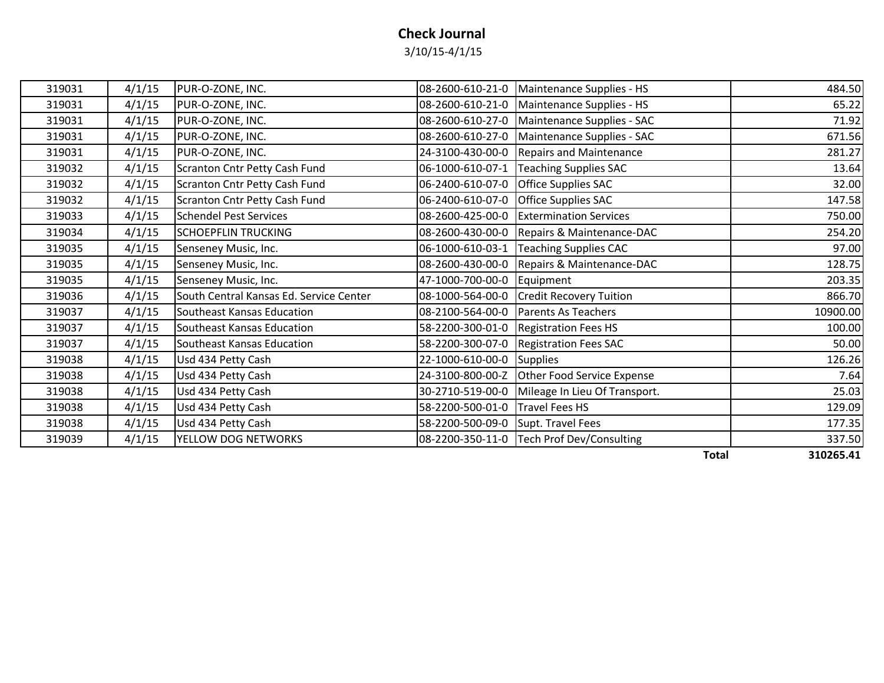# Check Journal

3/10/15-4/1/15

| | | | | | |
|---|---|---|---|---|---|
| 319031 | 4/1/15 | PUR-O-ZONE, INC. | 08-2600-610-21-0 | Maintenance Supplies - HS | 484.50 |
| 319031 | 4/1/15 | PUR-O-ZONE, INC. | 08-2600-610-21-0 | Maintenance Supplies - HS | 65.22 |
| 319031 | 4/1/15 | PUR-O-ZONE, INC. | 08-2600-610-27-0 | Maintenance Supplies - SAC | 71.92 |
| 319031 | 4/1/15 | PUR-O-ZONE, INC. | 08-2600-610-27-0 | Maintenance Supplies - SAC | 671.56 |
| 319031 | 4/1/15 | PUR-O-ZONE, INC. | 24-3100-430-00-0 | Repairs and Maintenance | 281.27 |
| 319032 | 4/1/15 | Scranton Cntr Petty Cash Fund | 06-1000-610-07-1 | Teaching Supplies SAC | 13.64 |
| 319032 | 4/1/15 | Scranton Cntr Petty Cash Fund | 06-2400-610-07-0 | Office Supplies SAC | 32.00 |
| 319032 | 4/1/15 | Scranton Cntr Petty Cash Fund | 06-2400-610-07-0 | Office Supplies SAC | 147.58 |
| 319033 | 4/1/15 | Schendel Pest Services | 08-2600-425-00-0 | Extermination Services | 750.00 |
| 319034 | 4/1/15 | SCHOEPFLIN TRUCKING | 08-2600-430-00-0 | Repairs & Maintenance-DAC | 254.20 |
| 319035 | 4/1/15 | Senseney Music, Inc. | 06-1000-610-03-1 | Teaching Supplies CAC | 97.00 |
| 319035 | 4/1/15 | Senseney Music, Inc. | 08-2600-430-00-0 | Repairs & Maintenance-DAC | 128.75 |
| 319035 | 4/1/15 | Senseney Music, Inc. | 47-1000-700-00-0 | Equipment | 203.35 |
| 319036 | 4/1/15 | South Central Kansas Ed. Service Center | 08-1000-564-00-0 | Credit Recovery Tuition | 866.70 |
| 319037 | 4/1/15 | Southeast Kansas Education | 08-2100-564-00-0 | Parents As Teachers | 10900.00 |
| 319037 | 4/1/15 | Southeast Kansas Education | 58-2200-300-01-0 | Registration Fees HS | 100.00 |
| 319037 | 4/1/15 | Southeast Kansas Education | 58-2200-300-07-0 | Registration Fees SAC | 50.00 |
| 319038 | 4/1/15 | Usd 434 Petty Cash | 22-1000-610-00-0 | Supplies | 126.26 |
| 319038 | 4/1/15 | Usd 434 Petty Cash | 24-3100-800-00-Z | Other Food Service Expense | 7.64 |
| 319038 | 4/1/15 | Usd 434 Petty Cash | 30-2710-519-00-0 | Mileage In Lieu Of Transport. | 25.03 |
| 319038 | 4/1/15 | Usd 434 Petty Cash | 58-2200-500-01-0 | Travel Fees HS | 129.09 |
| 319038 | 4/1/15 | Usd 434 Petty Cash | 58-2200-500-09-0 | Supt. Travel Fees | 177.35 |
| 319039 | 4/1/15 | YELLOW DOG NETWORKS | 08-2200-350-11-0 | Tech Prof Dev/Consulting | 337.50 |
| | | | | **Total** | **310265.41** |